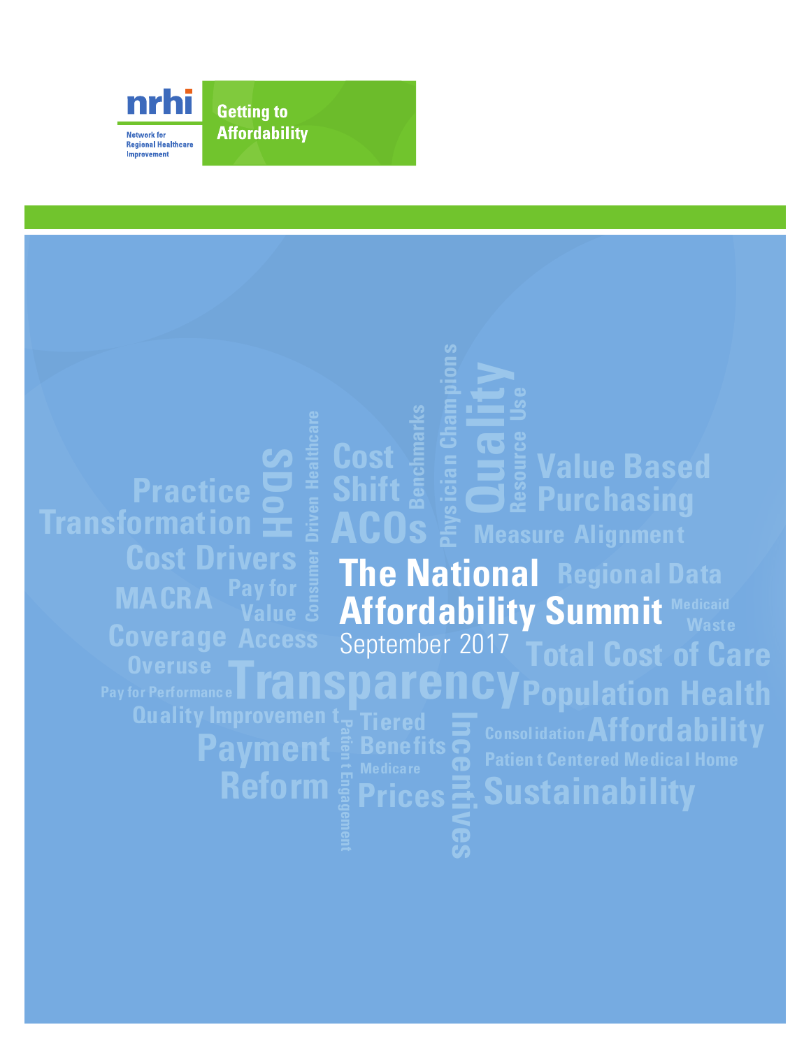nrhi

Network for Regional Healthcare Improvement

Getting to Affordability

# The National Affordability Summit

September 2017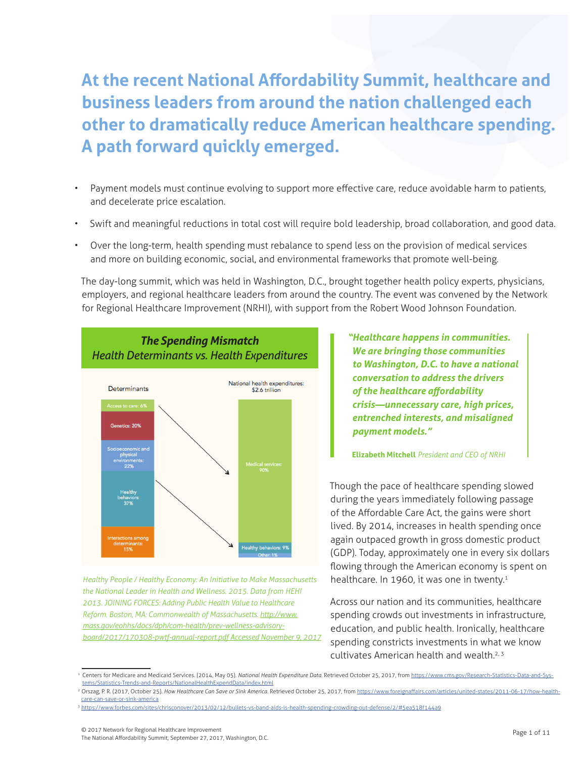# At the recent National Affordability Summit, healthcare and business leaders from around the nation challenged each other to dramatically reduce American healthcare spending. A path forward quickly emerged.

- Payment models must continue evolving to support more effective care, reduce avoidable harm to patients, and decelerate price escalation.
- Swift and meaningful reductions in total cost will require bold leadership, broad collaboration, and good data.
- Over the long-term, health spending must rebalance to spend less on the provision of medical services and more on building economic, social, and environmental frameworks that promote well-being.

The day-long summit, which was held in Washington, D.C., brought together health policy experts, physicians, employers, and regional healthcare leaders from around the country. The event was convened by the Network for Regional Healthcare Improvement (NRHI), with support from the Robert Wood Johnson Foundation.

***The Spending Mismatch***
*Health Determinants vs. Health Expenditures*

| Determinants | National health expenditures: $2.6 trillion |
| --- | --- |
| Access to care: 6% | Medical services: 90% |
| Genetics: 20% | Healthy behaviors: 9% |
| Socioeconomic and physical environments: 22% | Other: 1% |
| Healthy behaviors: 37% | |
| Interactions among determinants: 15% | |

*Healthy People / Healthy Economy: An Initiative to Make Massachusetts the National Leader in Health and Wellness. 2015. Data from HEHI 2013. JOINING FORCES: Adding Public Health Value to Healthcare Reform. Boston, MA: Commonwealth of Massachusetts. http://www.mass.gov/eohhs/docs/dph/com-health/prev-wellness-advisory-board/2017/170308-pwtf-annual-report.pdf Accessed November 9, 2017*

> ***"Healthcare happens in communities. We are bringing those communities to Washington, D.C. to have a national conversation to address the drivers of the healthcare affordability crisis—unnecessary care, high prices, entrenched interests, and misaligned payment models."***
>
> **Elizabeth Mitchell** *President and CEO of NRHI*

Though the pace of healthcare spending slowed during the years immediately following passage of the Affordable Care Act, the gains were short lived. By 2014, increases in health spending once again outpaced growth in gross domestic product (GDP). Today, approximately one in every six dollars flowing through the American economy is spent on healthcare. In 1960, it was one in twenty.[1]

Across our nation and its communities, healthcare spending crowds out investments in infrastructure, education, and public health. Ironically, healthcare spending constricts investments in what we know cultivates American health and wealth.[2, 3]

---

[1] Centers for Medicare and Medicaid Services. (2014, May 05). *National Health Expenditure Data.* Retrieved October 25, 2017, from https://www.cms.gov/Research-Statistics-Data-and-Systems/Statistics-Trends-and-Reports/NationalHealthExpendData/index.html

[2] Orszag, P. R. (2017, October 25). *How Healthcare Can Save or Sink America.* Retrieved October 25, 2017, from https://www.foreignaffairs.com/articles/united-states/2011-06-17/how-health-care-can-save-or-sink-america

[3] https://www.forbes.com/sites/chrisconover/2013/02/12/bullets-vs-band-aids-is-health-spending-crowding-out-defense/2/#5ea518f144a9

© 2017 Network for Regional Healthcare Improvement
The National Affordability Summit, September 27, 2017, Washington, D.C.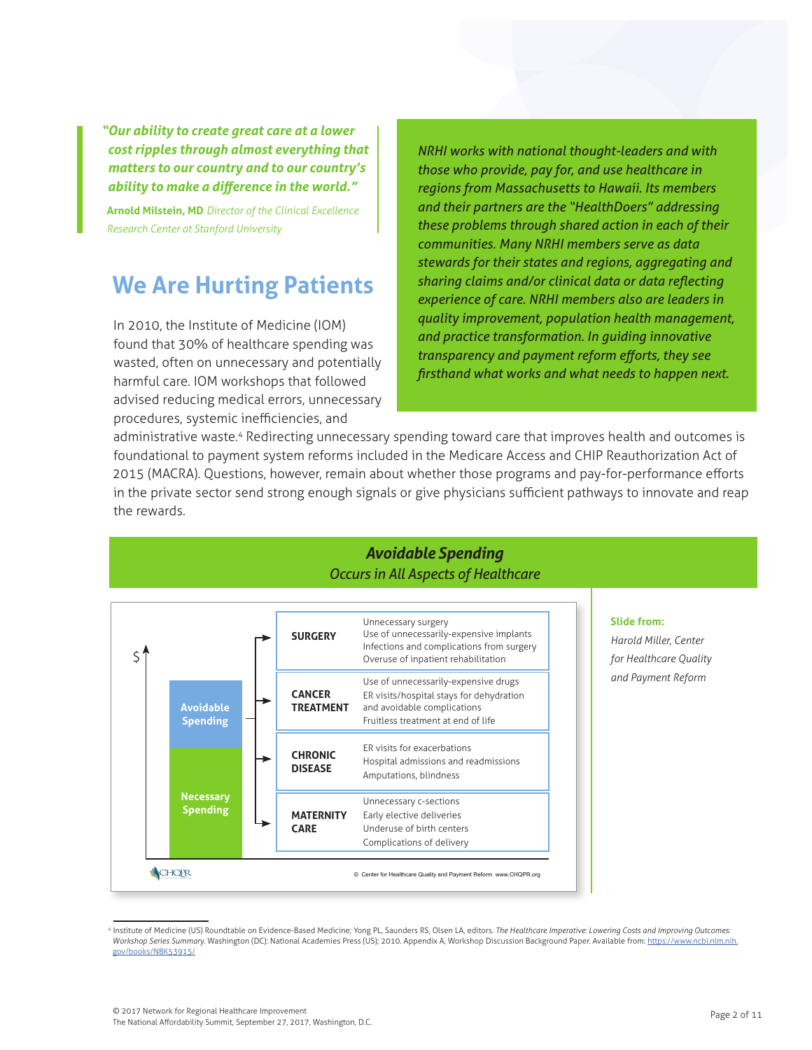> ***"Our ability to create great care at a lower cost ripples through almost everything that matters to our country and to our country's ability to make a difference in the world."***
>
> **Arnold Milstein, MD** *Director of the Clinical Excellence Research Center at Stanford University*

*NRHI works with national thought-leaders and with those who provide, pay for, and use healthcare in regions from Massachusetts to Hawaii. Its members and their partners are the "HealthDoers" addressing these problems through shared action in each of their communities. Many NRHI members serve as data stewards for their states and regions, aggregating and sharing claims and/or clinical data or data reflecting experience of care. NRHI members also are leaders in quality improvement, population health management, and practice transformation. In guiding innovative transparency and payment reform efforts, they see firsthand what works and what needs to happen next.*

## We Are Hurting Patients

In 2010, the Institute of Medicine (IOM) found that 30% of healthcare spending was wasted, often on unnecessary and potentially harmful care. IOM workshops that followed advised reducing medical errors, unnecessary procedures, systemic inefficiencies, and administrative waste.[4] Redirecting unnecessary spending toward care that improves health and outcomes is foundational to payment system reforms included in the Medicare Access and CHIP Reauthorization Act of 2015 (MACRA). Questions, however, remain about whether those programs and pay-for-performance efforts in the private sector send strong enough signals or give physicians sufficient pathways to innovate and reap the rewards.

### *Avoidable Spending*

*Occurs in All Aspects of Healthcare*

$ — Avoidable Spending / Necessary Spending

| Area | Avoidable Spending |
|---|---|
| **SURGERY** | Unnecessary surgery<br>Use of unnecessarily-expensive implants<br>Infections and complications from surgery<br>Overuse of inpatient rehabilitation |
| **CANCER TREATMENT** | Use of unnecessarily-expensive drugs<br>ER visits/hospital stays for dehydration and avoidable complications<br>Fruitless treatment at end of life |
| **CHRONIC DISEASE** | ER visits for exacerbations<br>Hospital admissions and readmissions<br>Amputations, blindness |
| **MATERNITY CARE** | Unnecessary c-sections<br>Early elective deliveries<br>Underuse of birth centers<br>Complications of delivery |

CHQPR — © Center for Healthcare Quality and Payment Reform www.CHQPR.org

**Slide from:**

*Harold Miller, Center for Healthcare Quality and Payment Reform*

---

[4] Institute of Medicine (US) Roundtable on Evidence-Based Medicine; Yong PL, Saunders RS, Olsen LA, editors. *The Healthcare Imperative: Lowering Costs and Improving Outcomes: Workshop Series Summary.* Washington (DC): National Academies Press (US); 2010. Appendix A, Workshop Discussion Background Paper. Available from: https://www.ncbi.nlm.nih.gov/books/NBK53915/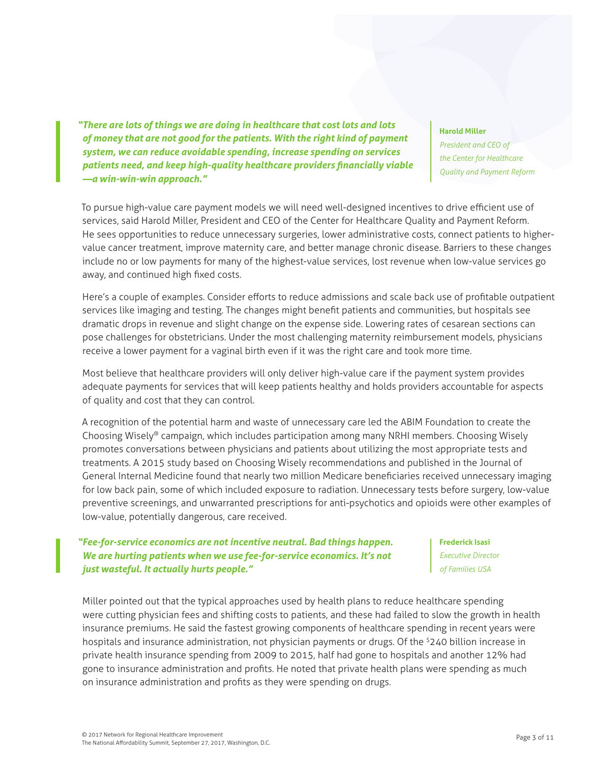> ***"There are lots of things we are doing in healthcare that cost lots and lots of money that are not good for the patients. With the right kind of payment system, we can reduce avoidable spending, increase spending on services patients need, and keep high-quality healthcare providers financially viable —a win-win-win approach."***
>
> **Harold Miller**
> *President and CEO of the Center for Healthcare Quality and Payment Reform*

To pursue high-value care payment models we will need well-designed incentives to drive efficient use of services, said Harold Miller, President and CEO of the Center for Healthcare Quality and Payment Reform. He sees opportunities to reduce unnecessary surgeries, lower administrative costs, connect patients to higher-value cancer treatment, improve maternity care, and better manage chronic disease. Barriers to these changes include no or low payments for many of the highest-value services, lost revenue when low-value services go away, and continued high fixed costs.

Here's a couple of examples. Consider efforts to reduce admissions and scale back use of profitable outpatient services like imaging and testing. The changes might benefit patients and communities, but hospitals see dramatic drops in revenue and slight change on the expense side. Lowering rates of cesarean sections can pose challenges for obstetricians. Under the most challenging maternity reimbursement models, physicians receive a lower payment for a vaginal birth even if it was the right care and took more time.

Most believe that healthcare providers will only deliver high-value care if the payment system provides adequate payments for services that will keep patients healthy and holds providers accountable for aspects of quality and cost that they can control.

A recognition of the potential harm and waste of unnecessary care led the ABIM Foundation to create the Choosing Wisely® campaign, which includes participation among many NRHI members. Choosing Wisely promotes conversations between physicians and patients about utilizing the most appropriate tests and treatments. A 2015 study based on Choosing Wisely recommendations and published in the Journal of General Internal Medicine found that nearly two million Medicare beneficiaries received unnecessary imaging for low back pain, some of which included exposure to radiation. Unnecessary tests before surgery, low-value preventive screenings, and unwarranted prescriptions for anti-psychotics and opioids were other examples of low-value, potentially dangerous, care received.

> ***"Fee-for-service economics are not incentive neutral. Bad things happen. We are hurting patients when we use fee-for-service economics. It's not just wasteful. It actually hurts people."***
>
> **Frederick Isasi**
> *Executive Director of Families USA*

Miller pointed out that the typical approaches used by health plans to reduce healthcare spending were cutting physician fees and shifting costs to patients, and these had failed to slow the growth in health insurance premiums. He said the fastest growing components of healthcare spending in recent years were hospitals and insurance administration, not physician payments or drugs. Of the $240 billion increase in private health insurance spending from 2009 to 2015, half had gone to hospitals and another 12% had gone to insurance administration and profits. He noted that private health plans were spending as much on insurance administration and profits as they were spending on drugs.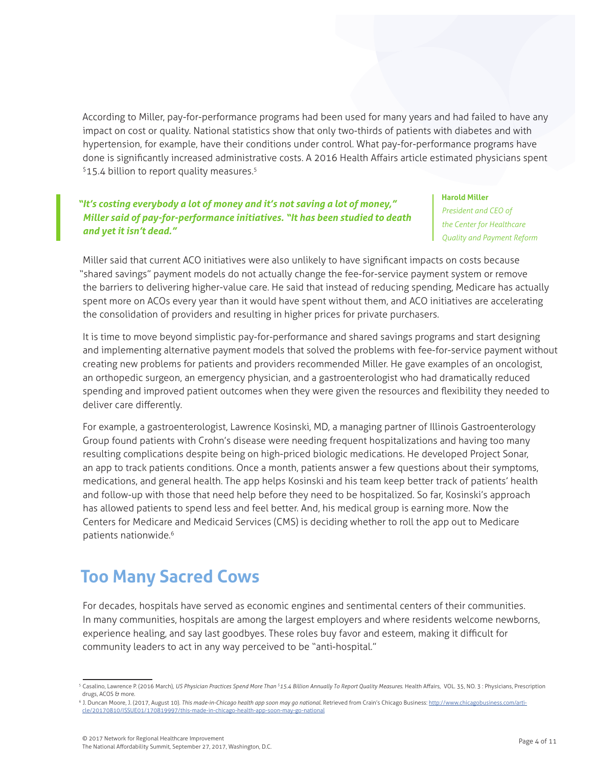According to Miller, pay-for-performance programs had been used for many years and had failed to have any impact on cost or quality. National statistics show that only two-thirds of patients with diabetes and with hypertension, for example, have their conditions under control. What pay-for-performance programs have done is significantly increased administrative costs. A 2016 Health Affairs article estimated physicians spent $15.4 billion to report quality measures.[5]

> ***"It's costing everybody a lot of money and it's not saving a lot of money," Miller said of pay-for-performance initiatives. "It has been studied to death and yet it isn't dead."***
>
> **Harold Miller**
> *President and CEO of the Center for Healthcare Quality and Payment Reform*

Miller said that current ACO initiatives were also unlikely to have significant impacts on costs because "shared savings" payment models do not actually change the fee-for-service payment system or remove the barriers to delivering higher-value care. He said that instead of reducing spending, Medicare has actually spent more on ACOs every year than it would have spent without them, and ACO initiatives are accelerating the consolidation of providers and resulting in higher prices for private purchasers.

It is time to move beyond simplistic pay-for-performance and shared savings programs and start designing and implementing alternative payment models that solved the problems with fee-for-service payment without creating new problems for patients and providers recommended Miller. He gave examples of an oncologist, an orthopedic surgeon, an emergency physician, and a gastroenterologist who had dramatically reduced spending and improved patient outcomes when they were given the resources and flexibility they needed to deliver care differently.

For example, a gastroenterologist, Lawrence Kosinski, MD, a managing partner of Illinois Gastroenterology Group found patients with Crohn's disease were needing frequent hospitalizations and having too many resulting complications despite being on high-priced biologic medications. He developed Project Sonar, an app to track patients conditions. Once a month, patients answer a few questions about their symptoms, medications, and general health. The app helps Kosinski and his team keep better track of patients' health and follow-up with those that need help before they need to be hospitalized. So far, Kosinski's approach has allowed patients to spend less and feel better. And, his medical group is earning more. Now the Centers for Medicare and Medicaid Services (CMS) is deciding whether to roll the app out to Medicare patients nationwide.[6]

## Too Many Sacred Cows

For decades, hospitals have served as economic engines and sentimental centers of their communities. In many communities, hospitals are among the largest employers and where residents welcome newborns, experience healing, and say last goodbyes. These roles buy favor and esteem, making it difficult for community leaders to act in any way perceived to be "anti-hospital."

---

[5] Casalino, Lawrence P. (2016 March), *US Physician Practices Spend More Than $15.4 Billion Annually To Report Quality Measures.* Health Affairs, VOL. 35, NO. 3 : Physicians, Prescription drugs, ACOS & more.

[6] J. Duncan Moore, J. (2017, August 10). *This made-in-Chicago health app soon may go national.* Retrieved from Crain's Chicago Business: http://www.chicagobusiness.com/article/20170810/ISSUE01/170819997/this-made-in-chicago-health-app-soon-may-go-national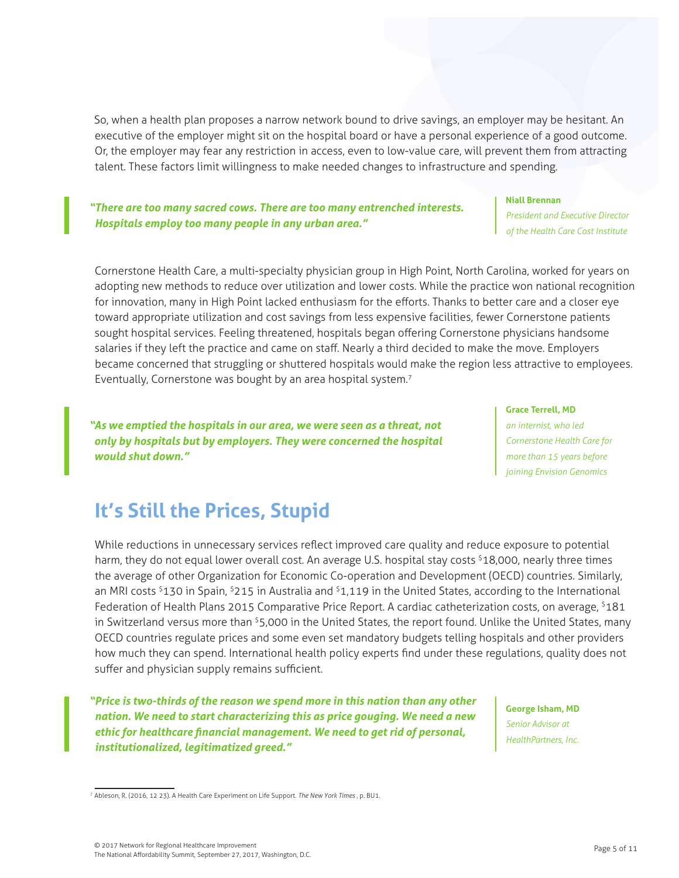So, when a health plan proposes a narrow network bound to drive savings, an employer may be hesitant. An executive of the employer might sit on the hospital board or have a personal experience of a good outcome. Or, the employer may fear any restriction in access, even to low-value care, will prevent them from attracting talent. These factors limit willingness to make needed changes to infrastructure and spending.

> ***"There are too many sacred cows. There are too many entrenched interests. Hospitals employ too many people in any urban area."***
>
> **Niall Brennan**
> *President and Executive Director of the Health Care Cost Institute*

Cornerstone Health Care, a multi-specialty physician group in High Point, North Carolina, worked for years on adopting new methods to reduce over utilization and lower costs. While the practice won national recognition for innovation, many in High Point lacked enthusiasm for the efforts. Thanks to better care and a closer eye toward appropriate utilization and cost savings from less expensive facilities, fewer Cornerstone patients sought hospital services. Feeling threatened, hospitals began offering Cornerstone physicians handsome salaries if they left the practice and came on staff. Nearly a third decided to make the move. Employers became concerned that struggling or shuttered hospitals would make the region less attractive to employees. Eventually, Cornerstone was bought by an area hospital system.[7]

> ***"As we emptied the hospitals in our area, we were seen as a threat, not only by hospitals but by employers. They were concerned the hospital would shut down."***
>
> **Grace Terrell, MD**
> *an internist, who led Cornerstone Health Care for more than 15 years before joining Envision Genomics*

## It's Still the Prices, Stupid

While reductions in unnecessary services reflect improved care quality and reduce exposure to potential harm, they do not equal lower overall cost. An average U.S. hospital stay costs $18,000, nearly three times the average of other Organization for Economic Co-operation and Development (OECD) countries. Similarly, an MRI costs $130 in Spain, $215 in Australia and $1,119 in the United States, according to the International Federation of Health Plans 2015 Comparative Price Report. A cardiac catheterization costs, on average, $181 in Switzerland versus more than $5,000 in the United States, the report found. Unlike the United States, many OECD countries regulate prices and some even set mandatory budgets telling hospitals and other providers how much they can spend. International health policy experts find under these regulations, quality does not suffer and physician supply remains sufficient.

> ***"Price is two-thirds of the reason we spend more in this nation than any other nation. We need to start characterizing this as price gouging. We need a new ethic for healthcare financial management. We need to get rid of personal, institutionalized, legitimatized greed."***
>
> **George Isham, MD**
> *Senior Advisor at HealthPartners, Inc.*

---

[7] Ableson, R. (2016, 12 23). A Health Care Experiment on Life Support. *The New York Times*, p. BU1.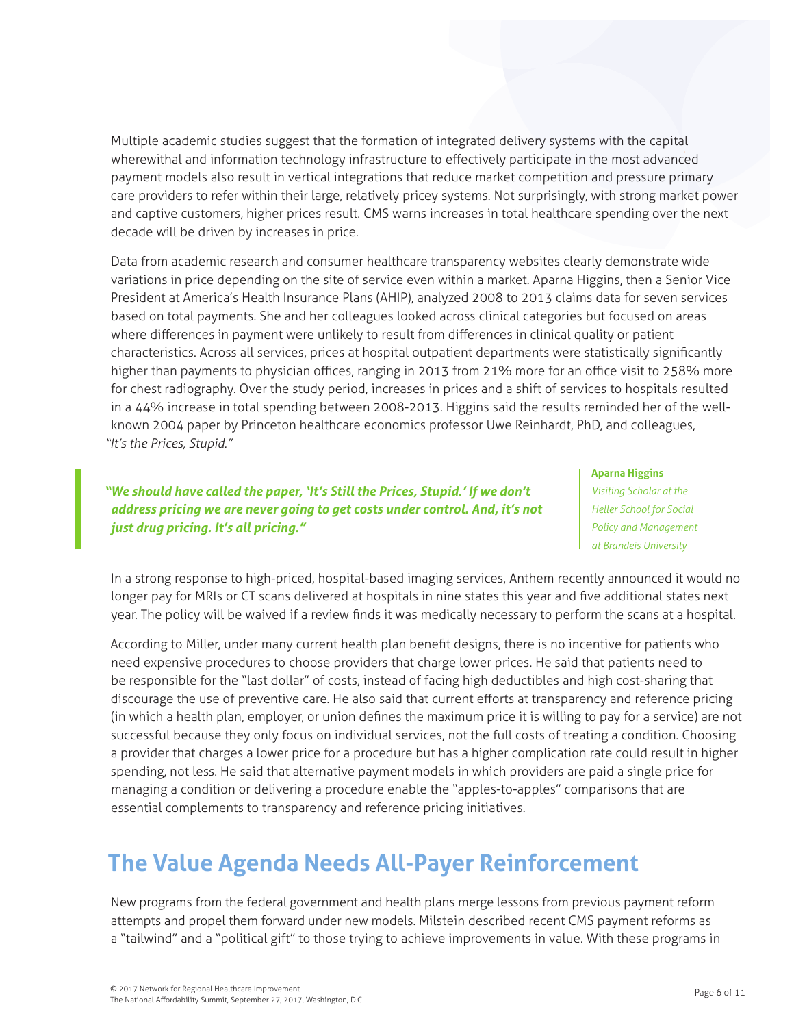Multiple academic studies suggest that the formation of integrated delivery systems with the capital wherewithal and information technology infrastructure to effectively participate in the most advanced payment models also result in vertical integrations that reduce market competition and pressure primary care providers to refer within their large, relatively pricey systems. Not surprisingly, with strong market power and captive customers, higher prices result. CMS warns increases in total healthcare spending over the next decade will be driven by increases in price.

Data from academic research and consumer healthcare transparency websites clearly demonstrate wide variations in price depending on the site of service even within a market. Aparna Higgins, then a Senior Vice President at America's Health Insurance Plans (AHIP), analyzed 2008 to 2013 claims data for seven services based on total payments. She and her colleagues looked across clinical categories but focused on areas where differences in payment were unlikely to result from differences in clinical quality or patient characteristics. Across all services, prices at hospital outpatient departments were statistically significantly higher than payments to physician offices, ranging in 2013 from 21% more for an office visit to 258% more for chest radiography. Over the study period, increases in prices and a shift of services to hospitals resulted in a 44% increase in total spending between 2008-2013. Higgins said the results reminded her of the well-known 2004 paper by Princeton healthcare economics professor Uwe Reinhardt, PhD, and colleagues, *"It's the Prices, Stupid."*

> ***"We should have called the paper, 'It's Still the Prices, Stupid.' If we don't address pricing we are never going to get costs under control. And, it's not just drug pricing. It's all pricing."***
>
> **Aparna Higgins**
> *Visiting Scholar at the Heller School for Social Policy and Management at Brandeis University*

In a strong response to high-priced, hospital-based imaging services, Anthem recently announced it would no longer pay for MRIs or CT scans delivered at hospitals in nine states this year and five additional states next year. The policy will be waived if a review finds it was medically necessary to perform the scans at a hospital.

According to Miller, under many current health plan benefit designs, there is no incentive for patients who need expensive procedures to choose providers that charge lower prices. He said that patients need to be responsible for the "last dollar" of costs, instead of facing high deductibles and high cost-sharing that discourage the use of preventive care. He also said that current efforts at transparency and reference pricing (in which a health plan, employer, or union defines the maximum price it is willing to pay for a service) are not successful because they only focus on individual services, not the full costs of treating a condition. Choosing a provider that charges a lower price for a procedure but has a higher complication rate could result in higher spending, not less. He said that alternative payment models in which providers are paid a single price for managing a condition or delivering a procedure enable the "apples-to-apples" comparisons that are essential complements to transparency and reference pricing initiatives.

## The Value Agenda Needs All-Payer Reinforcement

New programs from the federal government and health plans merge lessons from previous payment reform attempts and propel them forward under new models. Milstein described recent CMS payment reforms as a "tailwind" and a "political gift" to those trying to achieve improvements in value. With these programs in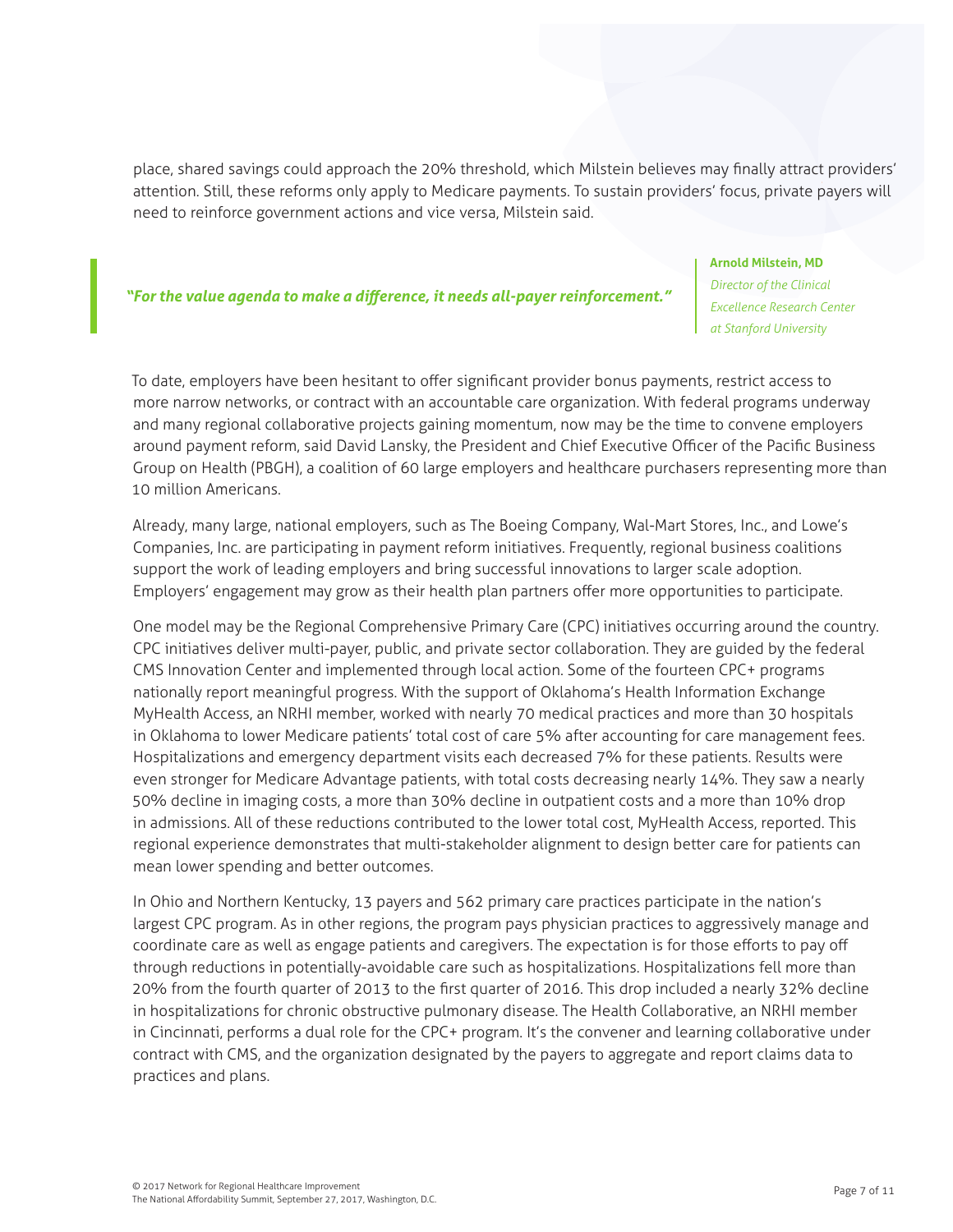place, shared savings could approach the 20% threshold, which Milstein believes may finally attract providers' attention. Still, these reforms only apply to Medicare payments. To sustain providers' focus, private payers will need to reinforce government actions and vice versa, Milstein said.

> ***"For the value agenda to make a difference, it needs all-payer reinforcement."***
>
> **Arnold Milstein, MD**
> *Director of the Clinical Excellence Research Center at Stanford University*

To date, employers have been hesitant to offer significant provider bonus payments, restrict access to more narrow networks, or contract with an accountable care organization. With federal programs underway and many regional collaborative projects gaining momentum, now may be the time to convene employers around payment reform, said David Lansky, the President and Chief Executive Officer of the Pacific Business Group on Health (PBGH), a coalition of 60 large employers and healthcare purchasers representing more than 10 million Americans.

Already, many large, national employers, such as The Boeing Company, Wal-Mart Stores, Inc., and Lowe's Companies, Inc. are participating in payment reform initiatives. Frequently, regional business coalitions support the work of leading employers and bring successful innovations to larger scale adoption. Employers' engagement may grow as their health plan partners offer more opportunities to participate.

One model may be the Regional Comprehensive Primary Care (CPC) initiatives occurring around the country. CPC initiatives deliver multi-payer, public, and private sector collaboration. They are guided by the federal CMS Innovation Center and implemented through local action. Some of the fourteen CPC+ programs nationally report meaningful progress. With the support of Oklahoma's Health Information Exchange MyHealth Access, an NRHI member, worked with nearly 70 medical practices and more than 30 hospitals in Oklahoma to lower Medicare patients' total cost of care 5% after accounting for care management fees. Hospitalizations and emergency department visits each decreased 7% for these patients. Results were even stronger for Medicare Advantage patients, with total costs decreasing nearly 14%. They saw a nearly 50% decline in imaging costs, a more than 30% decline in outpatient costs and a more than 10% drop in admissions. All of these reductions contributed to the lower total cost, MyHealth Access, reported. This regional experience demonstrates that multi-stakeholder alignment to design better care for patients can mean lower spending and better outcomes.

In Ohio and Northern Kentucky, 13 payers and 562 primary care practices participate in the nation's largest CPC program. As in other regions, the program pays physician practices to aggressively manage and coordinate care as well as engage patients and caregivers. The expectation is for those efforts to pay off through reductions in potentially-avoidable care such as hospitalizations. Hospitalizations fell more than 20% from the fourth quarter of 2013 to the first quarter of 2016. This drop included a nearly 32% decline in hospitalizations for chronic obstructive pulmonary disease. The Health Collaborative, an NRHI member in Cincinnati, performs a dual role for the CPC+ program. It's the convener and learning collaborative under contract with CMS, and the organization designated by the payers to aggregate and report claims data to practices and plans.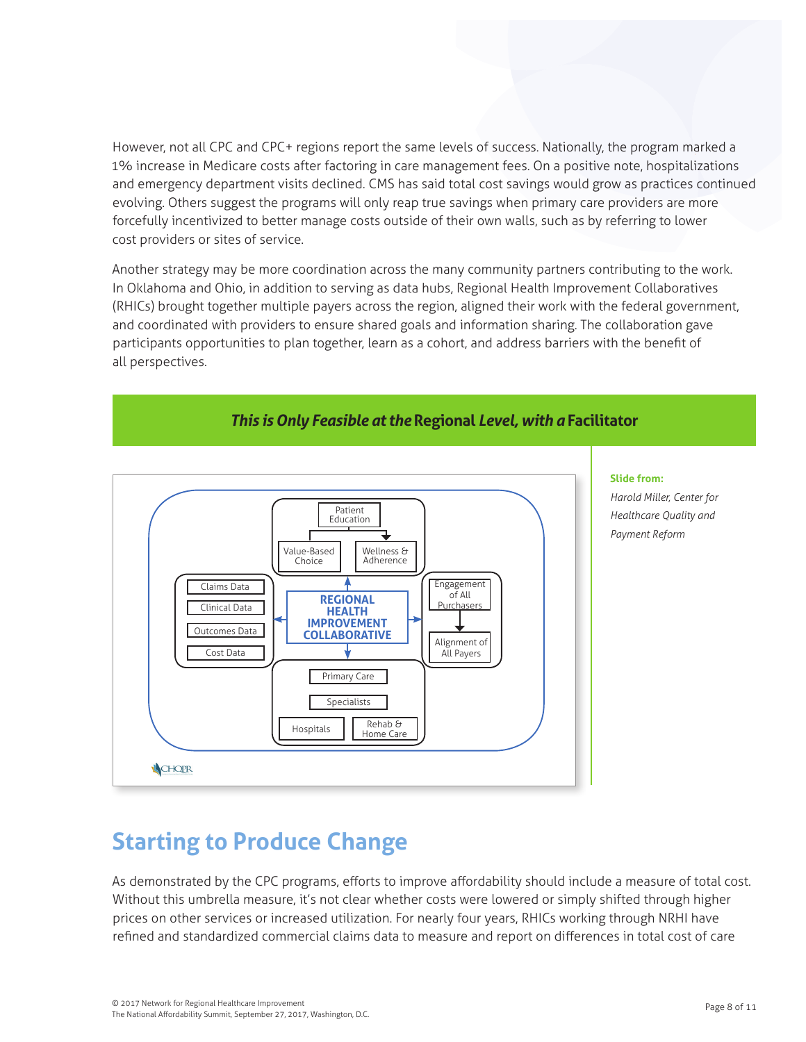However, not all CPC and CPC+ regions report the same levels of success. Nationally, the program marked a 1% increase in Medicare costs after factoring in care management fees. On a positive note, hospitalizations and emergency department visits declined. CMS has said total cost savings would grow as practices continued evolving. Others suggest the programs will only reap true savings when primary care providers are more forcefully incentivized to better manage costs outside of their own walls, such as by referring to lower cost providers or sites of service.

Another strategy may be more coordination across the many community partners contributing to the work. In Oklahoma and Ohio, in addition to serving as data hubs, Regional Health Improvement Collaboratives (RHICs) brought together multiple payers across the region, aligned their work with the federal government, and coordinated with providers to ensure shared goals and information sharing. The collaboration gave participants opportunities to plan together, learn as a cohort, and address barriers with the benefit of all perspectives.

***This is Only Feasible at the* Regional *Level, with a* Facilitator**

Patient Education

Value-Based Choice | Wellness & Adherence

Claims Data | Clinical Data | Outcomes Data | Cost Data

**REGIONAL HEALTH IMPROVEMENT COLLABORATIVE**

Engagement of All Purchasers | Alignment of All Payers

Primary Care | Specialists | Hospitals | Rehab & Home Care

CHQPR

**Slide from:**

*Harold Miller, Center for Healthcare Quality and Payment Reform*

## Starting to Produce Change

As demonstrated by the CPC programs, efforts to improve affordability should include a measure of total cost. Without this umbrella measure, it's not clear whether costs were lowered or simply shifted through higher prices on other services or increased utilization. For nearly four years, RHICs working through NRHI have refined and standardized commercial claims data to measure and report on differences in total cost of care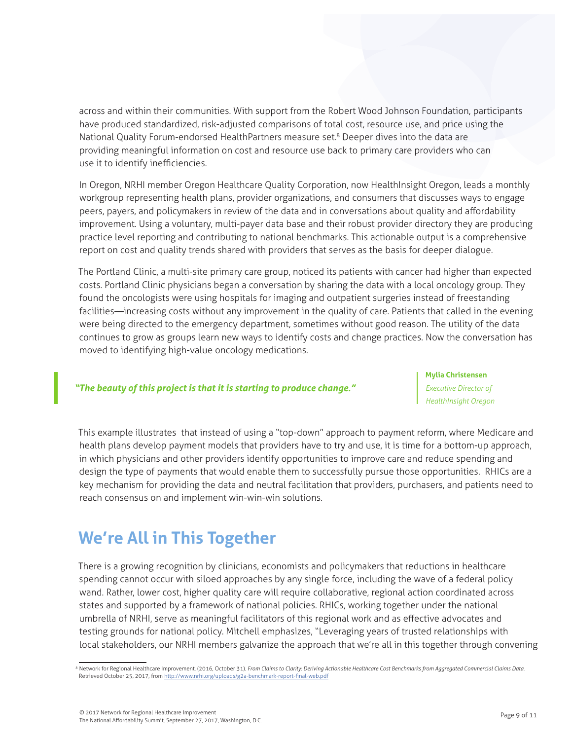across and within their communities. With support from the Robert Wood Johnson Foundation, participants have produced standardized, risk-adjusted comparisons of total cost, resource use, and price using the National Quality Forum-endorsed HealthPartners measure set.[8] Deeper dives into the data are providing meaningful information on cost and resource use back to primary care providers who can use it to identify inefficiencies.

In Oregon, NRHI member Oregon Healthcare Quality Corporation, now HealthInsight Oregon, leads a monthly workgroup representing health plans, provider organizations, and consumers that discusses ways to engage peers, payers, and policymakers in review of the data and in conversations about quality and affordability improvement. Using a voluntary, multi-payer data base and their robust provider directory they are producing practice level reporting and contributing to national benchmarks. This actionable output is a comprehensive report on cost and quality trends shared with providers that serves as the basis for deeper dialogue.

The Portland Clinic, a multi-site primary care group, noticed its patients with cancer had higher than expected costs. Portland Clinic physicians began a conversation by sharing the data with a local oncology group. They found the oncologists were using hospitals for imaging and outpatient surgeries instead of freestanding facilities—increasing costs without any improvement in the quality of care. Patients that called in the evening were being directed to the emergency department, sometimes without good reason. The utility of the data continues to grow as groups learn new ways to identify costs and change practices. Now the conversation has moved to identifying high-value oncology medications.

> ***"The beauty of this project is that it is starting to produce change."***
>
> **Mylia Christensen**
> *Executive Director of HealthInsight Oregon*

This example illustrates that instead of using a "top-down" approach to payment reform, where Medicare and health plans develop payment models that providers have to try and use, it is time for a bottom-up approach, in which physicians and other providers identify opportunities to improve care and reduce spending and design the type of payments that would enable them to successfully pursue those opportunities. RHICs are a key mechanism for providing the data and neutral facilitation that providers, purchasers, and patients need to reach consensus on and implement win-win-win solutions.

## We're All in This Together

There is a growing recognition by clinicians, economists and policymakers that reductions in healthcare spending cannot occur with siloed approaches by any single force, including the wave of a federal policy wand. Rather, lower cost, higher quality care will require collaborative, regional action coordinated across states and supported by a framework of national policies. RHICs, working together under the national umbrella of NRHI, serve as meaningful facilitators of this regional work and as effective advocates and testing grounds for national policy. Mitchell emphasizes, "Leveraging years of trusted relationships with local stakeholders, our NRHI members galvanize the approach that we're all in this together through convening

---

[8] Network for Regional Healthcare Improvement. (2016, October 31). *From Claims to Clarity: Deriving Actionable Healthcare Cost Benchmarks from Aggregated Commercial Claims Data.* Retrieved October 25, 2017, from http://www.nrhi.org/uploads/g2a-benchmark-report-final-web.pdf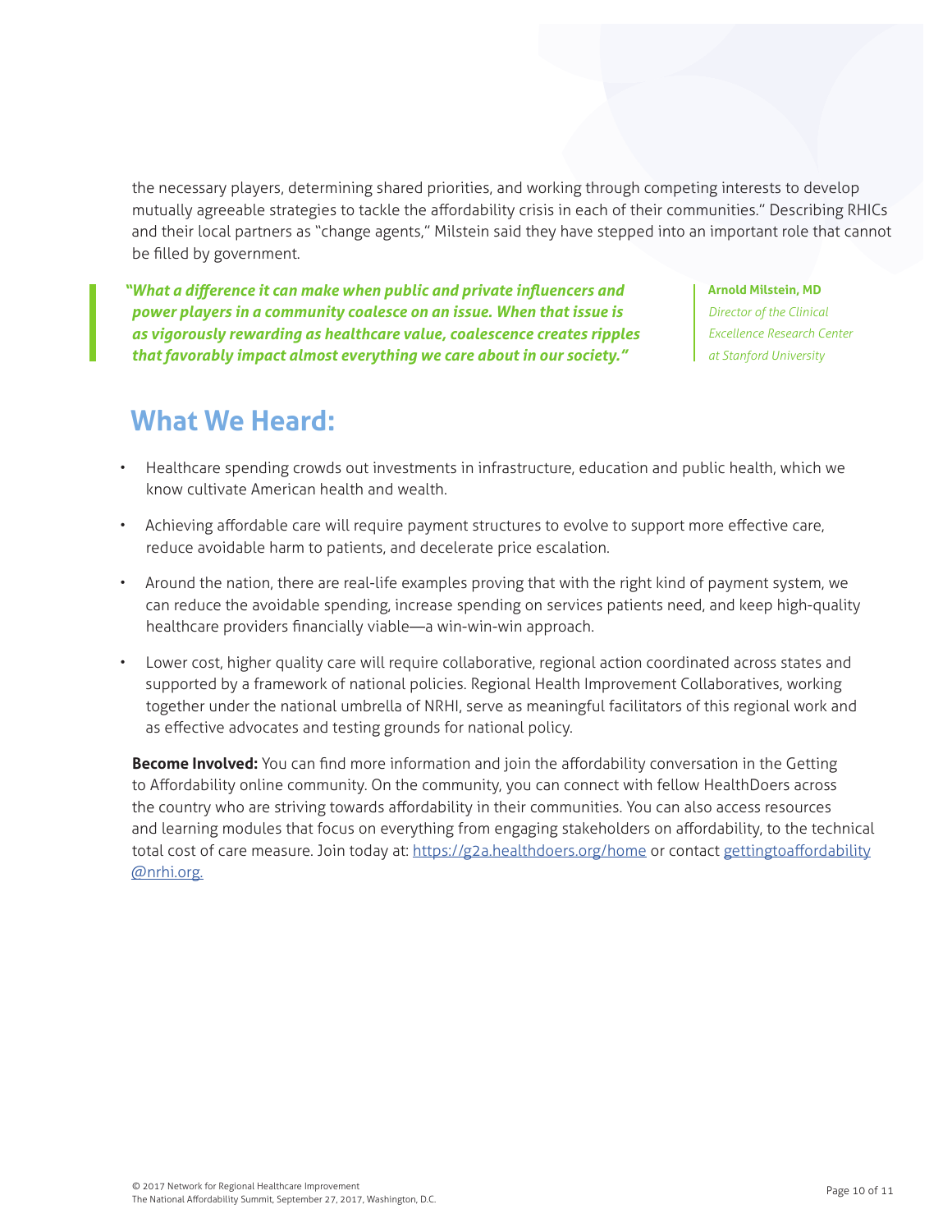the necessary players, determining shared priorities, and working through competing interests to develop mutually agreeable strategies to tackle the affordability crisis in each of their communities." Describing RHICs and their local partners as "change agents," Milstein said they have stepped into an important role that cannot be filled by government.

> ***"What a difference it can make when public and private influencers and power players in a community coalesce on an issue. When that issue is as vigorously rewarding as healthcare value, coalescence creates ripples that favorably impact almost everything we care about in our society."***
>
> **Arnold Milstein, MD**
> *Director of the Clinical Excellence Research Center at Stanford University*

## What We Heard:

- Healthcare spending crowds out investments in infrastructure, education and public health, which we know cultivate American health and wealth.
- Achieving affordable care will require payment structures to evolve to support more effective care, reduce avoidable harm to patients, and decelerate price escalation.
- Around the nation, there are real-life examples proving that with the right kind of payment system, we can reduce the avoidable spending, increase spending on services patients need, and keep high-quality healthcare providers financially viable—a win-win-win approach.
- Lower cost, higher quality care will require collaborative, regional action coordinated across states and supported by a framework of national policies. Regional Health Improvement Collaboratives, working together under the national umbrella of NRHI, serve as meaningful facilitators of this regional work and as effective advocates and testing grounds for national policy.

**Become Involved:** You can find more information and join the affordability conversation in the Getting to Affordability online community. On the community, you can connect with fellow HealthDoers across the country who are striving towards affordability in their communities. You can also access resources and learning modules that focus on everything from engaging stakeholders on affordability, to the technical total cost of care measure. Join today at: https://g2a.healthdoers.org/home or contact gettingtoaffordability@nrhi.org.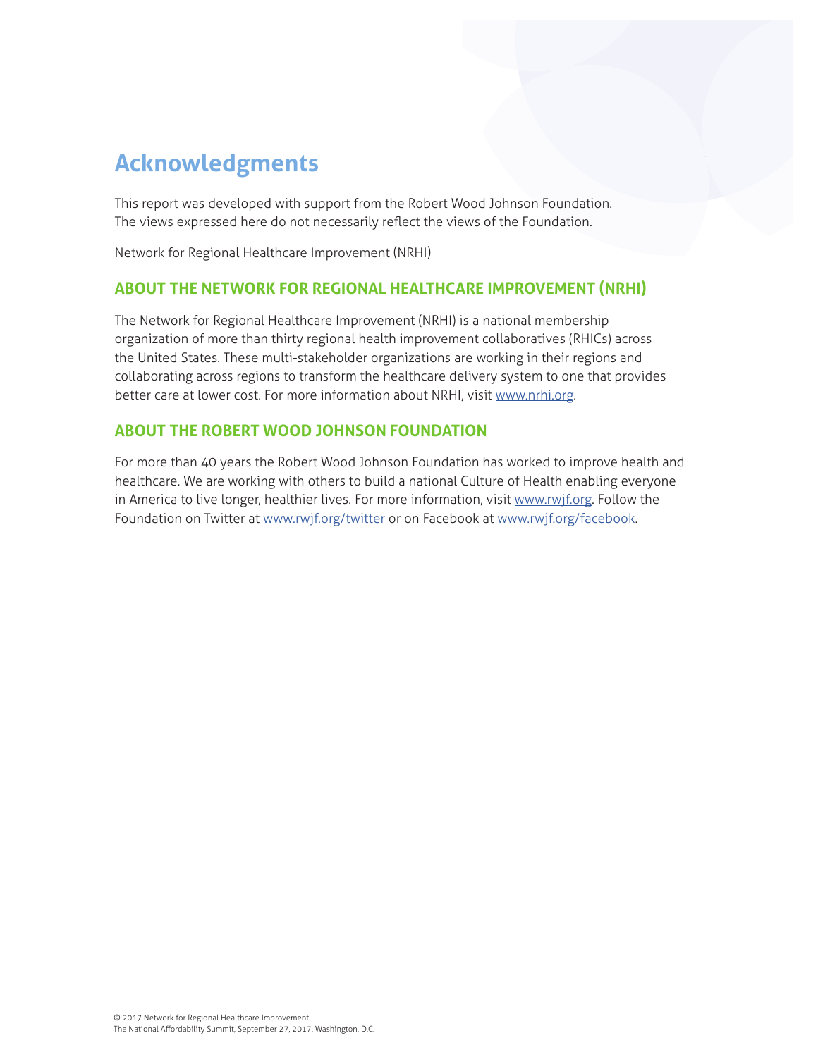# Acknowledgments

This report was developed with support from the Robert Wood Johnson Foundation. The views expressed here do not necessarily reflect the views of the Foundation.

Network for Regional Healthcare Improvement (NRHI)

## ABOUT THE NETWORK FOR REGIONAL HEALTHCARE IMPROVEMENT (NRHI)

The Network for Regional Healthcare Improvement (NRHI) is a national membership organization of more than thirty regional health improvement collaboratives (RHICs) across the United States. These multi-stakeholder organizations are working in their regions and collaborating across regions to transform the healthcare delivery system to one that provides better care at lower cost. For more information about NRHI, visit www.nrhi.org.

## ABOUT THE ROBERT WOOD JOHNSON FOUNDATION

For more than 40 years the Robert Wood Johnson Foundation has worked to improve health and healthcare. We are working with others to build a national Culture of Health enabling everyone in America to live longer, healthier lives. For more information, visit www.rwjf.org. Follow the Foundation on Twitter at www.rwjf.org/twitter or on Facebook at www.rwjf.org/facebook.

© 2017 Network for Regional Healthcare Improvement
The National Affordability Summit, September 27, 2017, Washington, D.C.